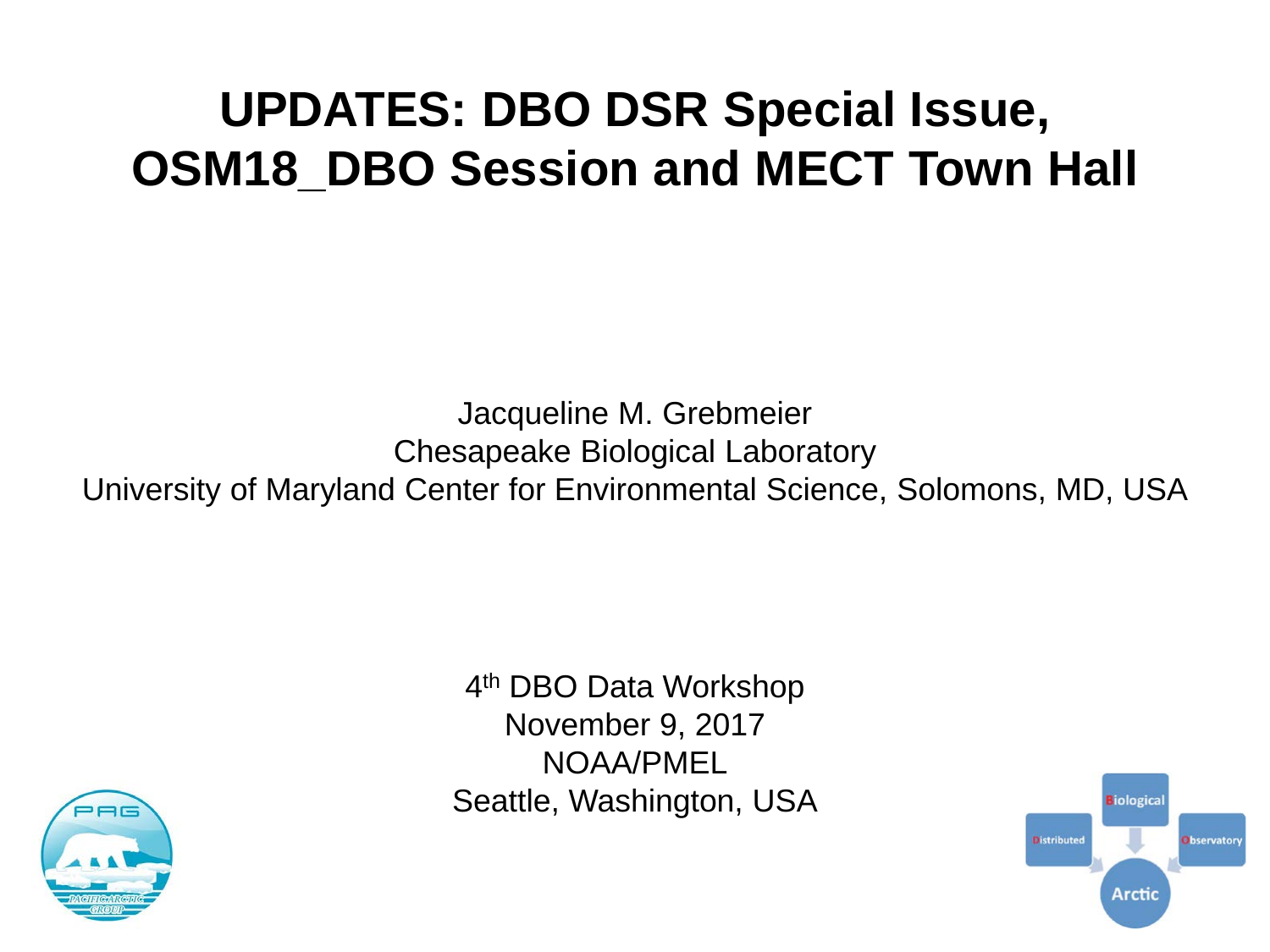# UPDATES: DBO DSR Special Issue, OSM18_DBO Session and MECT Town Hall

Jacqueline M. Grebmeier
Chesapeake Biological Laboratory
University of Maryland Center for Environmental Science, Solomons, MD, USA

4th DBO Data Workshop
November 9, 2017
NOAA/PMEL
Seattle, Washington, USA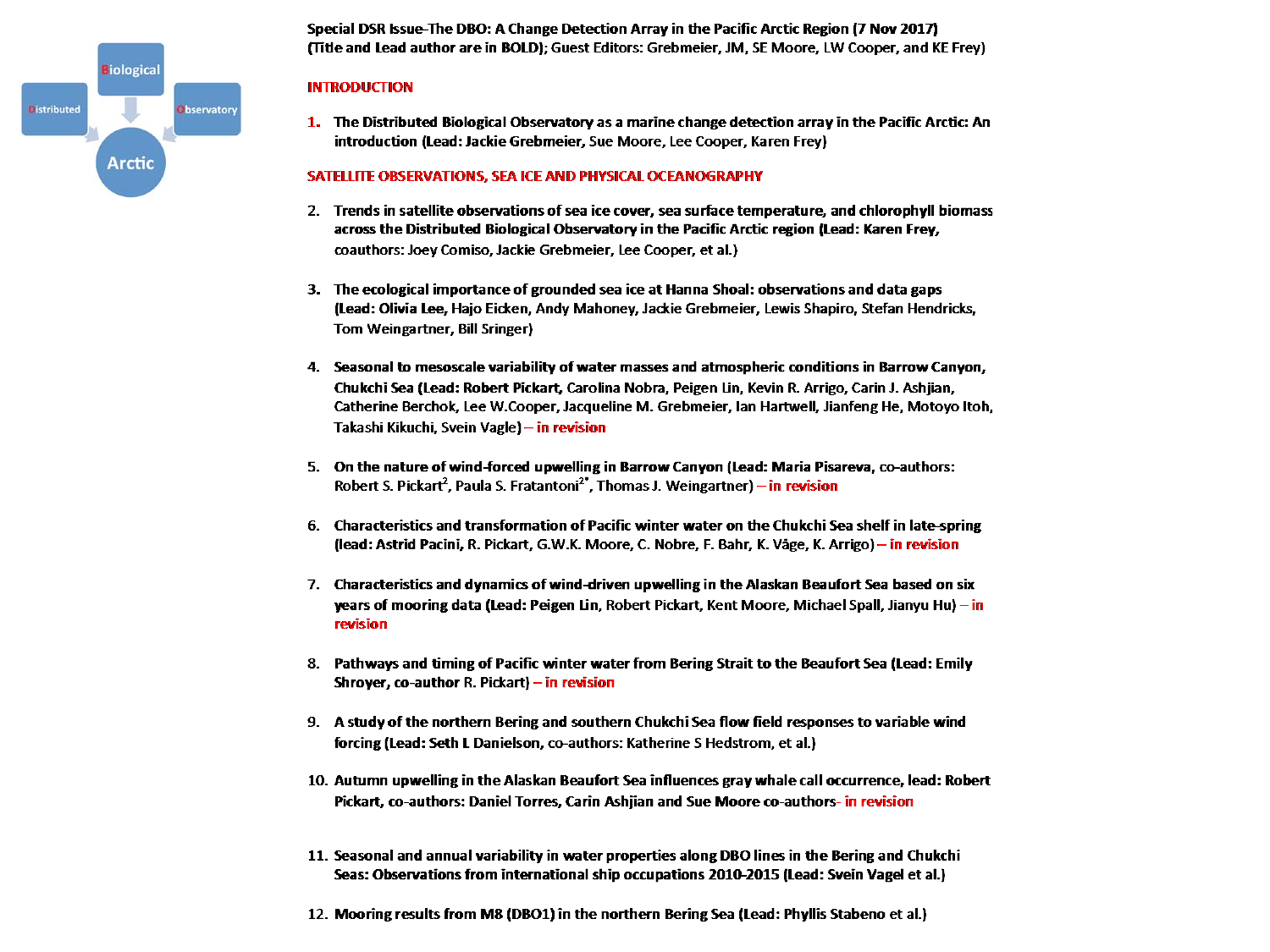Biological

Distributed

Observatory

Arctic

**Special DSR Issue-The DBO: A Change Detection Array in the Pacific Arctic Region (7 Nov 2017)**
**(Title and Lead author are in BOLD); Guest Editors: Grebmeier, JM, SE Moore, LW Cooper, and KE Frey)**

## INTRODUCTION

1. **The Distributed Biological Observatory as a marine change detection array in the Pacific Arctic: An introduction (Lead: Jackie Grebmeier,** Sue Moore, Lee Cooper, Karen Frey)

## SATELLITE OBSERVATIONS, SEA ICE AND PHYSICAL OCEANOGRAPHY

2. **Trends in satellite observations of sea ice cover, sea surface temperature, and chlorophyll biomass across the Distributed Biological Observatory in the Pacific Arctic region (Lead: Karen Frey,** coauthors: Joey Comiso, Jackie Grebmeier, Lee Cooper, et al.)

3. **The ecological importance of grounded sea ice at Hanna Shoal: observations and data gaps (Lead: Olivia Lee,** Hajo Eicken, Andy Mahoney, Jackie Grebmeier, Lewis Shapiro, Stefan Hendricks, Tom Weingartner, Bill Sringer)

4. **Seasonal to mesoscale variability of water masses and atmospheric conditions in Barrow Canyon, Chukchi Sea (Lead: Robert Pickart,** Carolina Nobra, Peigen Lin, Kevin R. Arrigo, Carin J. Ashjian, Catherine Berchok, Lee W.Cooper, Jacqueline M. Grebmeier, Ian Hartwell, Jianfeng He, Motoyo Itoh, Takashi Kikuchi, Svein Vagle) – in revision

5. **On the nature of wind-forced upwelling in Barrow Canyon (Lead: Maria Pisareva,** co-authors: Robert S. Pickart[2], Paula S. Fratantoni[2*], Thomas J. Weingartner) – in revision

6. **Characteristics and transformation of Pacific winter water on the Chukchi Sea shelf in late-spring (lead: Astrid Pacini,** R. Pickart, G.W.K. Moore, C. Nobre, F. Bahr, K. Våge, K. Arrigo) – in revision

7. **Characteristics and dynamics of wind-driven upwelling in the Alaskan Beaufort Sea based on six years of mooring data (Lead: Peigen Lin,** Robert Pickart, Kent Moore, Michael Spall, Jianyu Hu) – in revision

8. **Pathways and timing of Pacific winter water from Bering Strait to the Beaufort Sea (Lead: Emily Shroyer, co-author** R. Pickart) – in revision

9. **A study of the northern Bering and southern Chukchi Sea flow field responses to variable wind forcing (Lead: Seth L Danielson,** co-authors: Katherine S Hedstrom, et al.)

10. **Autumn upwelling in the Alaskan Beaufort Sea influences gray whale call occurrence, lead: Robert Pickart, co-authors: Daniel Torres, Carin Ashjian and Sue Moore co-authors**- in revision

11. **Seasonal and annual variability in water properties along DBO lines in the Bering and Chukchi Seas: Observations from international ship occupations 2010-2015 (Lead: Svein Vagel et al.)**

12. **Mooring results from M8 (DBO1) in the northern Bering Sea (Lead: Phyllis Stabeno et al.)**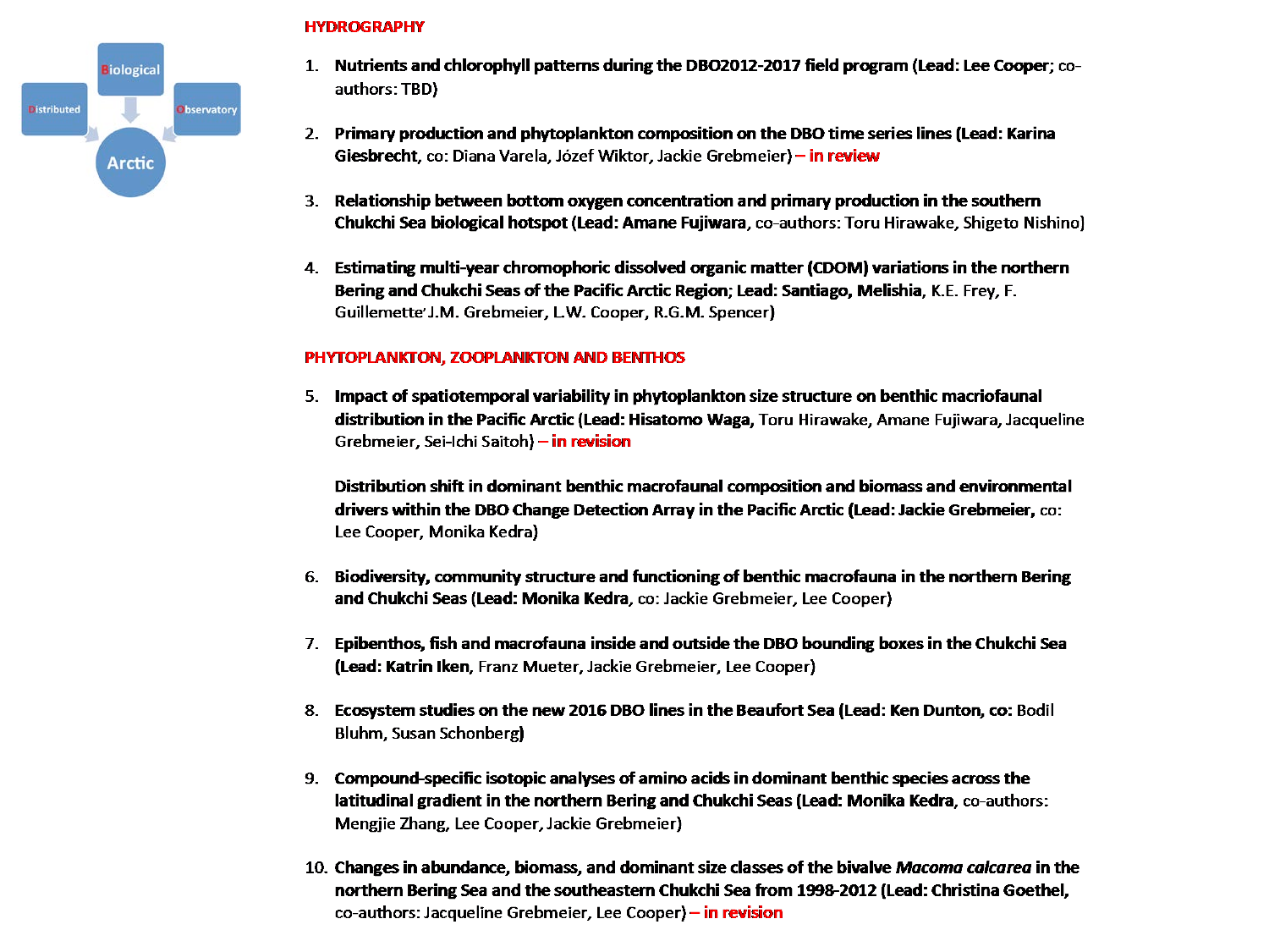## HYDROGRAPHY

1. **Nutrients and chlorophyll patterns during the DBO2012-2017 field program (Lead: Lee Cooper**; co-authors: TBD)

2. **Primary production and phytoplankton composition on the DBO time series lines (Lead: Karina Giesbrecht**, co: Diana Varela, Józef Wiktor, Jackie Grebmeier) **– in review**

3. **Relationship between bottom oxygen concentration and primary production in the southern Chukchi Sea biological hotspot (Lead: Amane Fujiwara**, co-authors: Toru Hirawake, Shigeto Nishino)

4. **Estimating multi-year chromophoric dissolved organic matter (CDOM) variations in the northern Bering and Chukchi Seas of the Pacific Arctic Region; Lead: Santiago, Melishia**, K.E. Frey, F. Guillemette' J.M. Grebmeier, L.W. Cooper, R.G.M. Spencer)

## PHYTOPLANKTON, ZOOPLANKTON AND BENTHOS

5. **Impact of spatiotemporal variability in phytoplankton size structure on benthic macriofaunal distribution in the Pacific Arctic (Lead: Hisatomo Waga,** Toru Hirawake, Amane Fujiwara, Jacqueline Grebmeier, Sei-Ichi Saitoh) **– in revision**

   **Distribution shift in dominant benthic macrofaunal composition and biomass and environmental drivers within the DBO Change Detection Array in the Pacific Arctic (Lead: Jackie Grebmeier,** co: Lee Cooper, Monika Kedra)

6. **Biodiversity, community structure and functioning of benthic macrofauna in the northern Bering and Chukchi Seas (Lead: Monika Kedra**, co: Jackie Grebmeier, Lee Cooper)

7. **Epibenthos, fish and macrofauna inside and outside the DBO bounding boxes in the Chukchi Sea (Lead: Katrin Iken**, Franz Mueter, Jackie Grebmeier, Lee Cooper)

8. **Ecosystem studies on the new 2016 DBO lines in the Beaufort Sea (Lead: Ken Dunton, co:** Bodil Bluhm, Susan Schonberg**)**

9. **Compound-specific isotopic analyses of amino acids in dominant benthic species across the latitudinal gradient in the northern Bering and Chukchi Seas (Lead: Monika Kedra**, co-authors: Mengjie Zhang, Lee Cooper, Jackie Grebmeier)

10. **Changes in abundance, biomass, and dominant size classes of the bivalve *Macoma calcarea* in the northern Bering Sea and the southeastern Chukchi Sea from 1998-2012 (Lead: Christina Goethel,** co-authors: Jacqueline Grebmeier, Lee Cooper) **– in revision**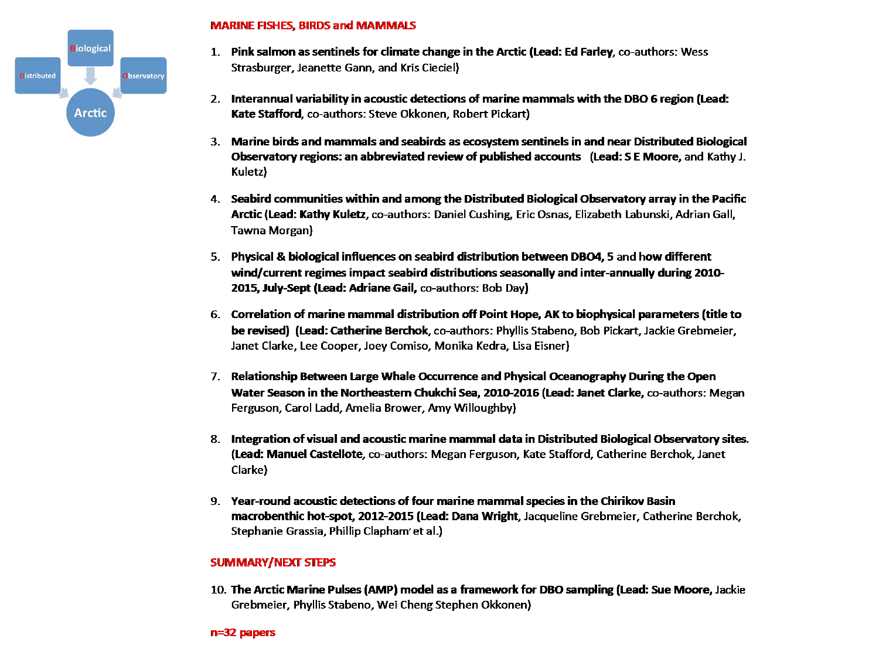## MARINE FISHES, BIRDS and MAMMALS

1. **Pink salmon as sentinels for climate change in the Arctic (Lead: Ed Farley**, co-authors: Wess Strasburger, Jeanette Gann, and Kris Cieciel)

2. **Interannual variability in acoustic detections of marine mammals with the DBO 6 region (Lead: Kate Stafford**, co-authors: Steve Okkonen, Robert Pickart)

3. **Marine birds and mammals and seabirds as ecosystem sentinels in and near Distributed Biological Observatory regions: an abbreviated review of published accounts (Lead: S E Moore,** and Kathy J. Kuletz)

4. **Seabird communities within and among the Distributed Biological Observatory array in the Pacific Arctic (Lead: Kathy Kuletz**, co-authors: Daniel Cushing, Eric Osnas, Elizabeth Labunski, Adrian Gall, Tawna Morgan)

5. **Physical & biological influences on seabird distribution between DBO4, 5 and how different wind/current regimes impact seabird distributions seasonally and inter-annually during 2010-2015, July-Sept (Lead: Adriane Gail,** co-authors: Bob Day)

6. **Correlation of marine mammal distribution off Point Hope, AK to biophysical parameters (title to be revised) (Lead: Catherine Berchok**, co-authors: Phyllis Stabeno, Bob Pickart, Jackie Grebmeier, Janet Clarke, Lee Cooper, Joey Comiso, Monika Kedra, Lisa Eisner)

7. **Relationship Between Large Whale Occurrence and Physical Oceanography During the Open Water Season in the Northeastern Chukchi Sea, 2010-2016 (Lead: Janet Clarke,** co-authors: Megan Ferguson, Carol Ladd, Amelia Brower, Amy Willoughby)

8. **Integration of visual and acoustic marine mammal data in Distributed Biological Observatory sites. (Lead: Manuel Castellote**, co-authors: Megan Ferguson, Kate Stafford, Catherine Berchok, Janet Clarke)

9. **Year-round acoustic detections of four marine mammal species in the Chirikov Basin macrobenthic hot-spot, 2012-2015 (Lead: Dana Wright**, Jacqueline Grebmeier, Catherine Berchok, Stephanie Grassia, Phillip Clapham' et al.)

## SUMMARY/NEXT STEPS

10. **The Arctic Marine Pulses (AMP) model as a framework for DBO sampling (Lead: Sue Moore,** Jackie Grebmeier, Phyllis Stabeno, Wei Cheng Stephen Okkonen)

**n=32 papers**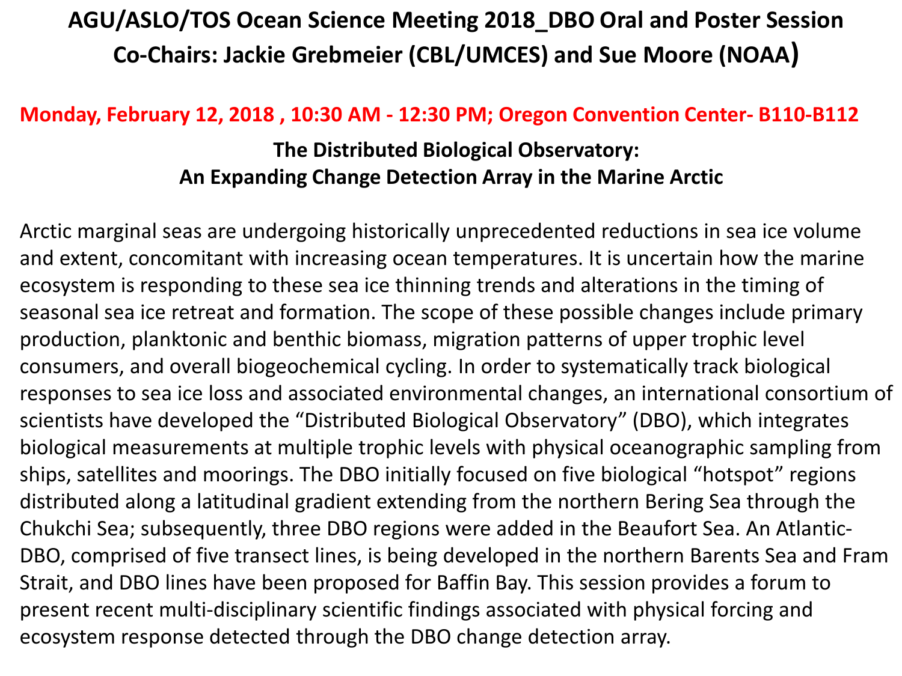# AGU/ASLO/TOS Ocean Science Meeting 2018_DBO Oral and Poster Session Co-Chairs: Jackie Grebmeier (CBL/UMCES) and Sue Moore (NOAA)

**Monday, February 12, 2018 , 10:30 AM - 12:30 PM; Oregon Convention Center- B110-B112**

## The Distributed Biological Observatory: An Expanding Change Detection Array in the Marine Arctic

Arctic marginal seas are undergoing historically unprecedented reductions in sea ice volume and extent, concomitant with increasing ocean temperatures. It is uncertain how the marine ecosystem is responding to these sea ice thinning trends and alterations in the timing of seasonal sea ice retreat and formation. The scope of these possible changes include primary production, planktonic and benthic biomass, migration patterns of upper trophic level consumers, and overall biogeochemical cycling. In order to systematically track biological responses to sea ice loss and associated environmental changes, an international consortium of scientists have developed the "Distributed Biological Observatory" (DBO), which integrates biological measurements at multiple trophic levels with physical oceanographic sampling from ships, satellites and moorings. The DBO initially focused on five biological "hotspot" regions distributed along a latitudinal gradient extending from the northern Bering Sea through the Chukchi Sea; subsequently, three DBO regions were added in the Beaufort Sea. An Atlantic-DBO, comprised of five transect lines, is being developed in the northern Barents Sea and Fram Strait, and DBO lines have been proposed for Baffin Bay. This session provides a forum to present recent multi-disciplinary scientific findings associated with physical forcing and ecosystem response detected through the DBO change detection array.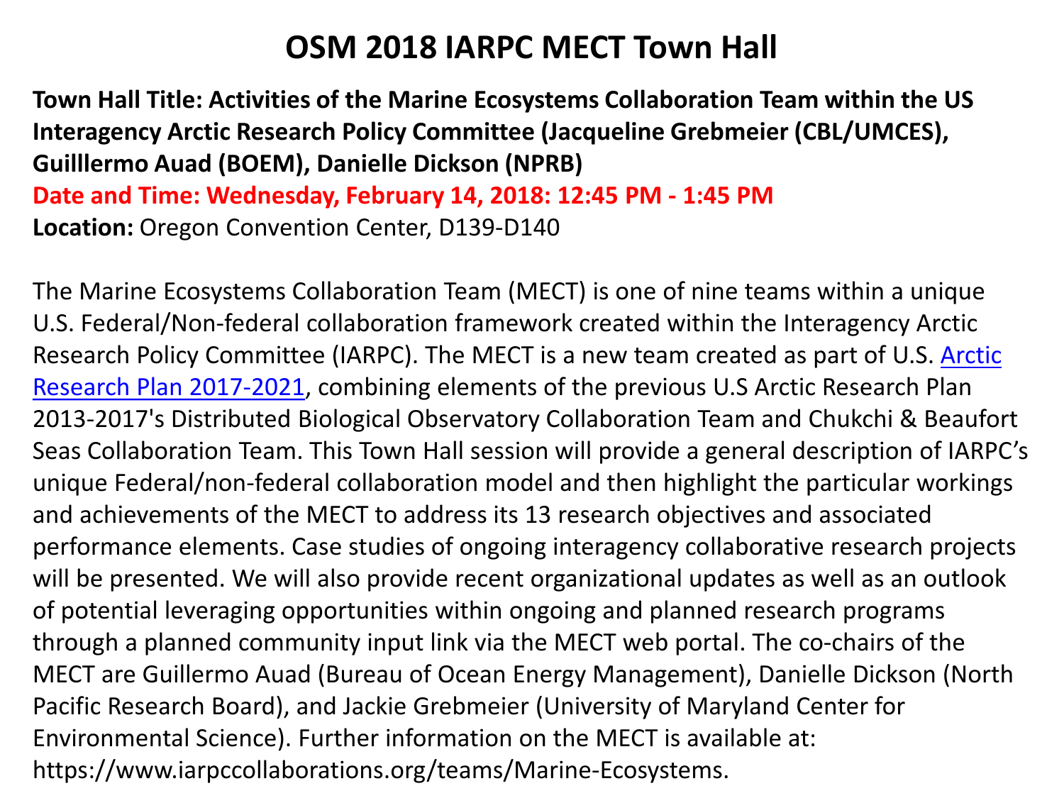# OSM 2018 IARPC MECT Town Hall

**Town Hall Title: Activities of the Marine Ecosystems Collaboration Team within the US Interagency Arctic Research Policy Committee (Jacqueline Grebmeier (CBL/UMCES), Guilllermo Auad (BOEM), Danielle Dickson (NPRB)**

**Date and Time: Wednesday, February 14, 2018: 12:45 PM - 1:45 PM**

**Location:** Oregon Convention Center, D139-D140

The Marine Ecosystems Collaboration Team (MECT) is one of nine teams within a unique U.S. Federal/Non-federal collaboration framework created within the Interagency Arctic Research Policy Committee (IARPC). The MECT is a new team created as part of U.S. Arctic Research Plan 2017-2021, combining elements of the previous U.S Arctic Research Plan 2013-2017's Distributed Biological Observatory Collaboration Team and Chukchi & Beaufort Seas Collaboration Team. This Town Hall session will provide a general description of IARPC's unique Federal/non-federal collaboration model and then highlight the particular workings and achievements of the MECT to address its 13 research objectives and associated performance elements. Case studies of ongoing interagency collaborative research projects will be presented. We will also provide recent organizational updates as well as an outlook of potential leveraging opportunities within ongoing and planned research programs through a planned community input link via the MECT web portal. The co-chairs of the MECT are Guillermo Auad (Bureau of Ocean Energy Management), Danielle Dickson (North Pacific Research Board), and Jackie Grebmeier (University of Maryland Center for Environmental Science). Further information on the MECT is available at: https://www.iarpccollaborations.org/teams/Marine-Ecosystems.